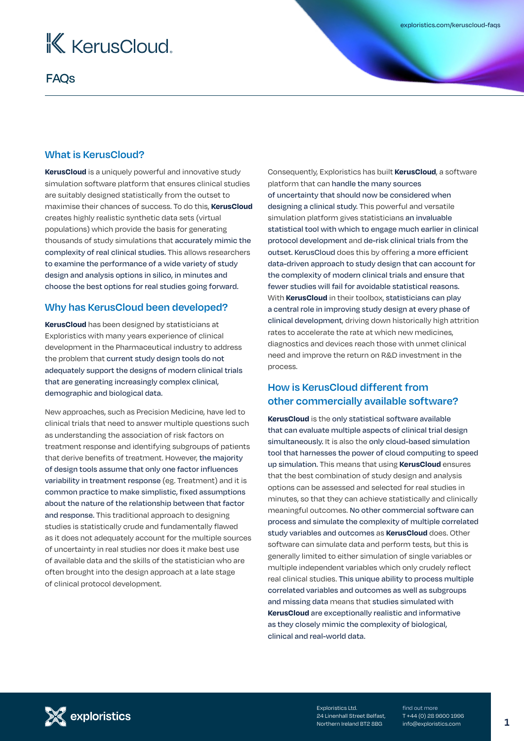# KerusCloud

## FAQs

### What is KerusCloud?

**KerusCloud** is a uniquely powerful and innovative study simulation software platform that ensures clinical studies are suitably designed statistically from the outset to maximise their chances of success. To do this, **KerusCloud** creates highly realistic synthetic data sets (virtual populations) which provide the basis for generating thousands of study simulations that accurately mimic the complexity of real clinical studies. This allows researchers to examine the performance of a wide variety of study design and analysis options in silico, in minutes and choose the best options for real studies going forward.

### Why has KerusCloud been developed?

**KerusCloud** has been designed by statisticians at Exploristics with many years experience of clinical development in the Pharmaceutical industry to address the problem that current study design tools do not adequately support the designs of modern clinical trials that are generating increasingly complex clinical, demographic and biological data.

New approaches, such as Precision Medicine, have led to clinical trials that need to answer multiple questions such as understanding the association of risk factors on treatment response and identifying subgroups of patients that derive benefits of treatment. However, the majority of design tools assume that only one factor influences variability in treatment response (eg. Treatment) and it is common practice to make simplistic, fixed assumptions about the nature of the relationship between that factor and response. This traditional approach to designing studies is statistically crude and fundamentally flawed as it does not adequately account for the multiple sources of uncertainty in real studies nor does it make best use of available data and the skills of the statistician who are often brought into the design approach at a late stage of clinical protocol development.

Consequently, Exploristics has built **KerusCloud**, a software platform that can handle the many sources of uncertainty that should now be considered when designing a clinical study. This powerful and versatile simulation platform gives statisticians an invaluable statistical tool with which to engage much earlier in clinical protocol development and de-risk clinical trials from the outset. KerusCloud does this by offering a more efficient data-driven approach to study design that can account for the complexity of modern clinical trials and ensure that fewer studies will fail for avoidable statistical reasons. With **KerusCloud** in their toolbox, statisticians can play a central role in improving study design at every phase of clinical development, driving down historically high attrition rates to accelerate the rate at which new medicines, diagnostics and devices reach those with unmet clinical need and improve the return on R&D investment in the process.

### How is KerusCloud different from other commercially available software?

**KerusCloud** is the only statistical software available that can evaluate multiple aspects of clinical trial design simultaneously. It is also the only cloud-based simulation tool that harnesses the power of cloud computing to speed up simulation. This means that using **KerusCloud** ensures that the best combination of study design and analysis options can be assessed and selected for real studies in minutes, so that they can achieve statistically and clinically meaningful outcomes. No other commercial software can process and simulate the complexity of multiple correlated study variables and outcomes as **KerusCloud** does. Other software can simulate data and perform tests, but this is generally limited to either simulation of single variables or multiple independent variables which only crudely reflect real clinical studies. This unique ability to process multiple correlated variables and outcomes as well as subgroups and missing data means that studies simulated with **KerusCloud** are exceptionally realistic and informative as they closely mimic the complexity of biological, clinical and real-world data.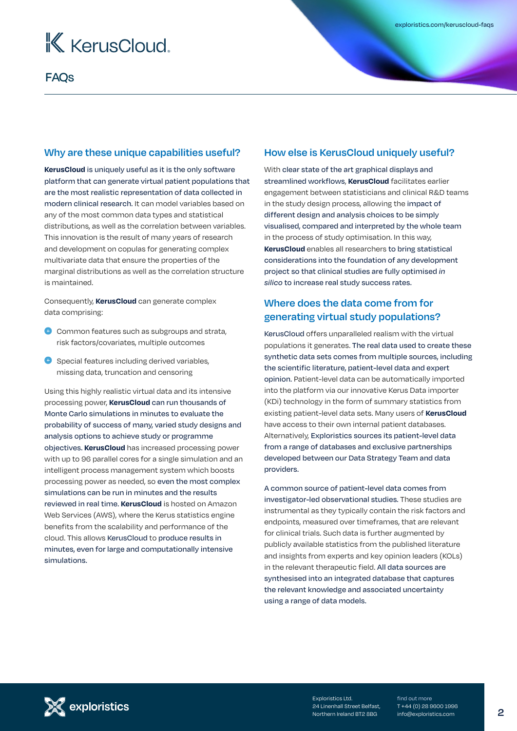# KerusCloud

## FAQs

## Why are these unique capabilities useful?

**KerusCloud** is uniquely useful as it is the only software platform that can generate virtual patient populations that are the most realistic representation of data collected in modern clinical research. It can model variables based on any of the most common data types and statistical distributions, as well as the correlation between variables. This innovation is the result of many years of research and development on copulas for generating complex multivariate data that ensure the properties of the marginal distributions as well as the correlation structure is maintained.

Consequently, **KerusCloud** can generate complex data comprising:

- Common features such as subgroups and strata, risk factors/covariates, multiple outcomes
- Special features including derived variables, missing data, truncation and censoring

Using this highly realistic virtual data and its intensive processing power, **KerusCloud** can run thousands of Monte Carlo simulations in minutes to evaluate the probability of success of many, varied study designs and analysis options to achieve study or programme objectives. **KerusCloud** has increased processing power with up to 96 parallel cores for a single simulation and an intelligent process management system which boosts processing power as needed, so even the most complex simulations can be run in minutes and the results reviewed in real time. **KerusCloud** is hosted on Amazon Web Services (AWS), where the Kerus statistics engine benefits from the scalability and performance of the cloud. This allows KerusCloud to produce results in minutes, even for large and computationally intensive simulations.

## How else is KerusCloud uniquely useful?

With clear state of the art graphical displays and streamlined workflows, **KerusCloud** facilitates earlier engagement between statisticians and clinical R&D teams in the study design process, allowing the impact of different design and analysis choices to be simply visualised, compared and interpreted by the whole team in the process of study optimisation. In this way, **KerusCloud** enables all researchers to bring statistical considerations into the foundation of any development project so that clinical studies are fully optimised *in silico* to increase real study success rates.

## Where does the data come from for generating virtual study populations?

KerusCloud offers unparalleled realism with the virtual populations it generates. The real data used to create these synthetic data sets comes from multiple sources, including the scientific literature, patient-level data and expert opinion. Patient-level data can be automatically imported into the platform via our innovative Kerus Data importer (KDi) technology in the form of summary statistics from existing patient-level data sets. Many users of **KerusCloud** have access to their own internal patient databases. Alternatively, Exploristics sources its patient-level data from a range of databases and exclusive partnerships developed between our Data Strategy Team and data providers.

A common source of patient-level data comes from investigator-led observational studies. These studies are instrumental as they typically contain the risk factors and endpoints, measured over timeframes, that are relevant for clinical trials. Such data is further augmented by publicly available statistics from the published literature and insights from experts and key opinion leaders (KOLs) in the relevant therapeutic field. All data sources are synthesised into an integrated database that captures the relevant knowledge and associated uncertainty using a range of data models.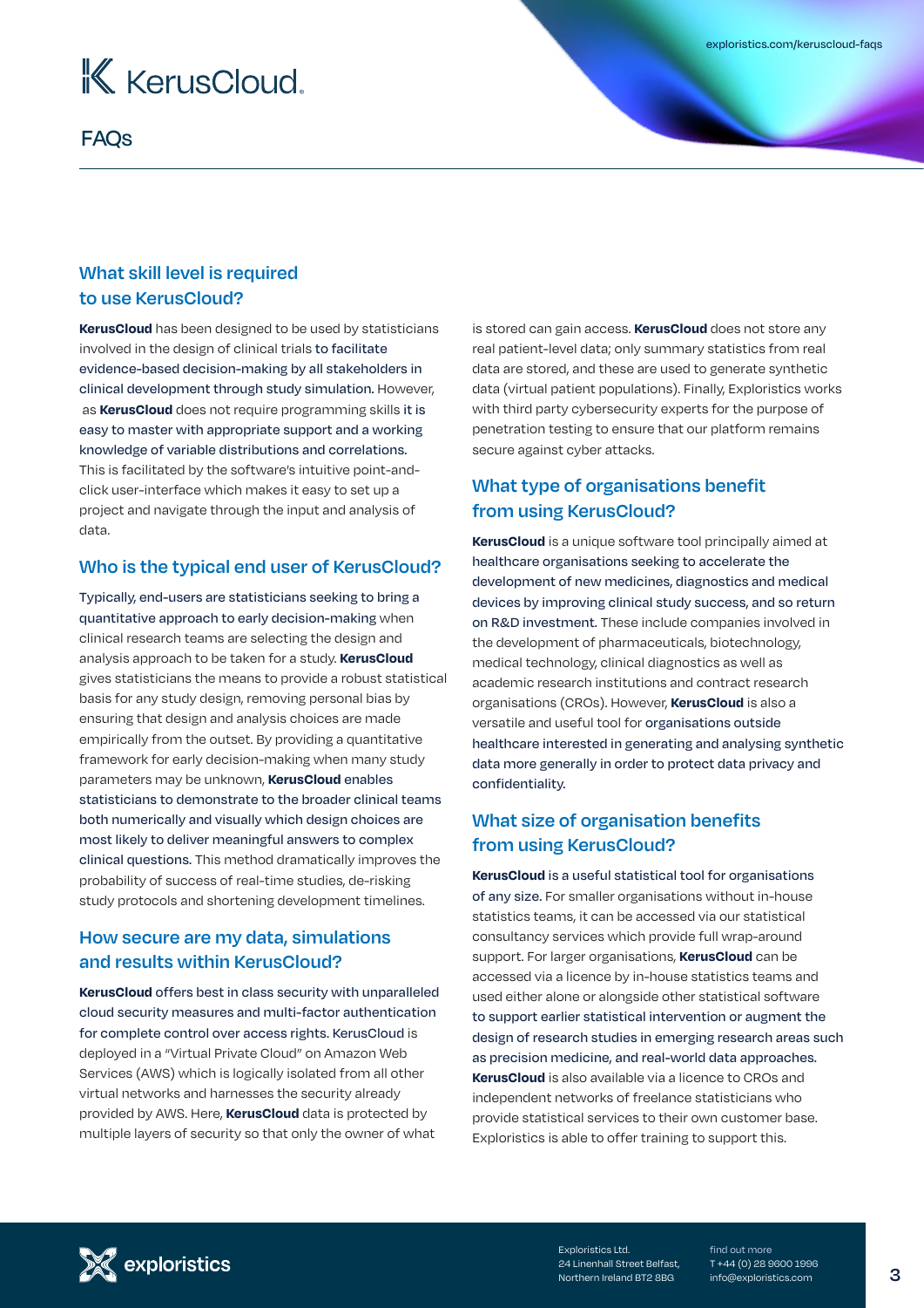# KerusCloud

## FAQs

### What skill level is required to use KerusCloud?

**KerusCloud** has been designed to be used by statisticians involved in the design of clinical trials to facilitate evidence-based decision-making by all stakeholders in clinical development through study simulation. However, as **KerusCloud** does not require programming skills it is easy to master with appropriate support and a working knowledge of variable distributions and correlations. This is facilitated by the software's intuitive point-and-click user-interface which makes it easy to set up a project and navigate through the input and analysis of data.

### Who is the typical end user of KerusCloud?

Typically, end-users are statisticians seeking to bring a quantitative approach to early decision-making when clinical research teams are selecting the design and analysis approach to be taken for a study. **KerusCloud** gives statisticians the means to provide a robust statistical basis for any study design, removing personal bias by ensuring that design and analysis choices are made empirically from the outset. By providing a quantitative framework for early decision-making when many study parameters may be unknown, **KerusCloud** enables statisticians to demonstrate to the broader clinical teams both numerically and visually which design choices are most likely to deliver meaningful answers to complex clinical questions. This method dramatically improves the probability of success of real-time studies, de-risking study protocols and shortening development timelines.

### How secure are my data, simulations and results within KerusCloud?

**KerusCloud** offers best in class security with unparalleled cloud security measures and multi-factor authentication for complete control over access rights. KerusCloud is deployed in a "Virtual Private Cloud" on Amazon Web Services (AWS) which is logically isolated from all other virtual networks and harnesses the security already provided by AWS. Here, **KerusCloud** data is protected by multiple layers of security so that only the owner of what is stored can gain access. **KerusCloud** does not store any real patient-level data; only summary statistics from real data are stored, and these are used to generate synthetic data (virtual patient populations). Finally, Exploristics works with third party cybersecurity experts for the purpose of penetration testing to ensure that our platform remains secure against cyber attacks.

### What type of organisations benefit from using KerusCloud?

**KerusCloud** is a unique software tool principally aimed at healthcare organisations seeking to accelerate the development of new medicines, diagnostics and medical devices by improving clinical study success, and so return on R&D investment. These include companies involved in the development of pharmaceuticals, biotechnology, medical technology, clinical diagnostics as well as academic research institutions and contract research organisations (CROs). However, **KerusCloud** is also a versatile and useful tool for organisations outside healthcare interested in generating and analysing synthetic data more generally in order to protect data privacy and confidentiality.

### What size of organisation benefits from using KerusCloud?

**KerusCloud** is a useful statistical tool for organisations of any size. For smaller organisations without in-house statistics teams, it can be accessed via our statistical consultancy services which provide full wrap-around support. For larger organisations, **KerusCloud** can be accessed via a licence by in-house statistics teams and used either alone or alongside other statistical software to support earlier statistical intervention or augment the design of research studies in emerging research areas such as precision medicine, and real-world data approaches. **KerusCloud** is also available via a licence to CROs and independent networks of freelance statisticians who provide statistical services to their own customer base. Exploristics is able to offer training to support this.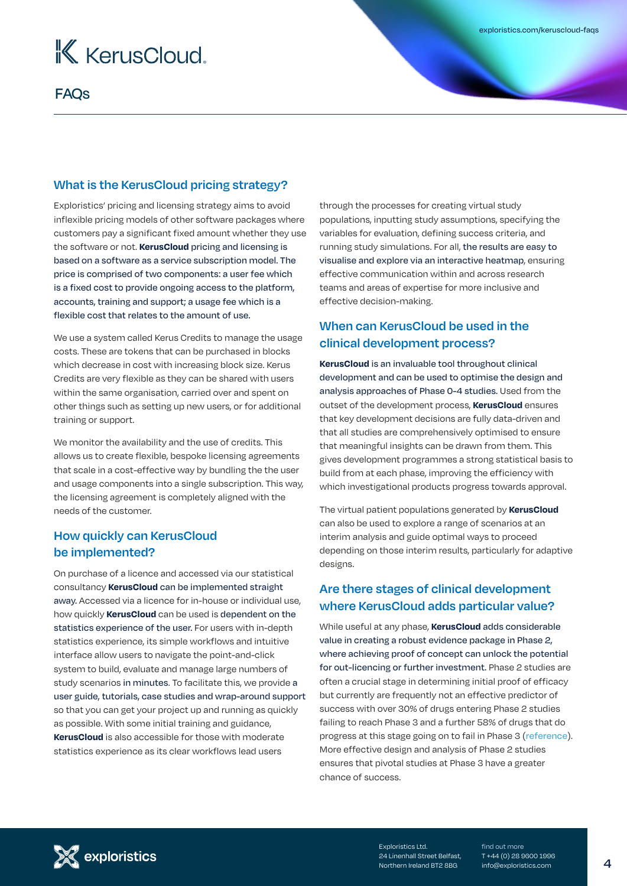# KerusCloud

## FAQs

### What is the KerusCloud pricing strategy?

Exploristics' pricing and licensing strategy aims to avoid inflexible pricing models of other software packages where customers pay a significant fixed amount whether they use the software or not. **KerusCloud** pricing and licensing is based on a software as a service subscription model. The price is comprised of two components: a user fee which is a fixed cost to provide ongoing access to the platform, accounts, training and support; a usage fee which is a flexible cost that relates to the amount of use.

We use a system called Kerus Credits to manage the usage costs. These are tokens that can be purchased in blocks which decrease in cost with increasing block size. Kerus Credits are very flexible as they can be shared with users within the same organisation, carried over and spent on other things such as setting up new users, or for additional training or support.

We monitor the availability and the use of credits. This allows us to create flexible, bespoke licensing agreements that scale in a cost-effective way by bundling the the user and usage components into a single subscription. This way, the licensing agreement is completely aligned with the needs of the customer.

### How quickly can KerusCloud be implemented?

On purchase of a licence and accessed via our statistical consultancy **KerusCloud** can be implemented straight away. Accessed via a licence for in-house or individual use, how quickly **KerusCloud** can be used is dependent on the statistics experience of the user. For users with in-depth statistics experience, its simple workflows and intuitive interface allow users to navigate the point-and-click system to build, evaluate and manage large numbers of study scenarios in minutes. To facilitate this, we provide a user guide, tutorials, case studies and wrap-around support so that you can get your project up and running as quickly as possible. With some initial training and guidance, **KerusCloud** is also accessible for those with moderate statistics experience as its clear workflows lead users through the processes for creating virtual study populations, inputting study assumptions, specifying the variables for evaluation, defining success criteria, and running study simulations. For all, the results are easy to visualise and explore via an interactive heatmap, ensuring effective communication within and across research teams and areas of expertise for more inclusive and effective decision-making.

### When can KerusCloud be used in the clinical development process?

**KerusCloud** is an invaluable tool throughout clinical development and can be used to optimise the design and analysis approaches of Phase 0-4 studies. Used from the outset of the development process, **KerusCloud** ensures that key development decisions are fully data-driven and that all studies are comprehensively optimised to ensure that meaningful insights can be drawn from them. This gives development programmes a strong statistical basis to build from at each phase, improving the efficiency with which investigational products progress towards approval.

The virtual patient populations generated by **KerusCloud** can also be used to explore a range of scenarios at an interim analysis and guide optimal ways to proceed depending on those interim results, particularly for adaptive designs.

### Are there stages of clinical development where KerusCloud adds particular value?

While useful at any phase, **KerusCloud** adds considerable value in creating a robust evidence package in Phase 2, where achieving proof of concept can unlock the potential for out-licencing or further investment. Phase 2 studies are often a crucial stage in determining initial proof of efficacy but currently are frequently not an effective predictor of success with over 30% of drugs entering Phase 2 studies failing to reach Phase 3 and a further 58% of drugs that do progress at this stage going on to fail in Phase 3 (reference). More effective design and analysis of Phase 2 studies ensures that pivotal studies at Phase 3 have a greater chance of success.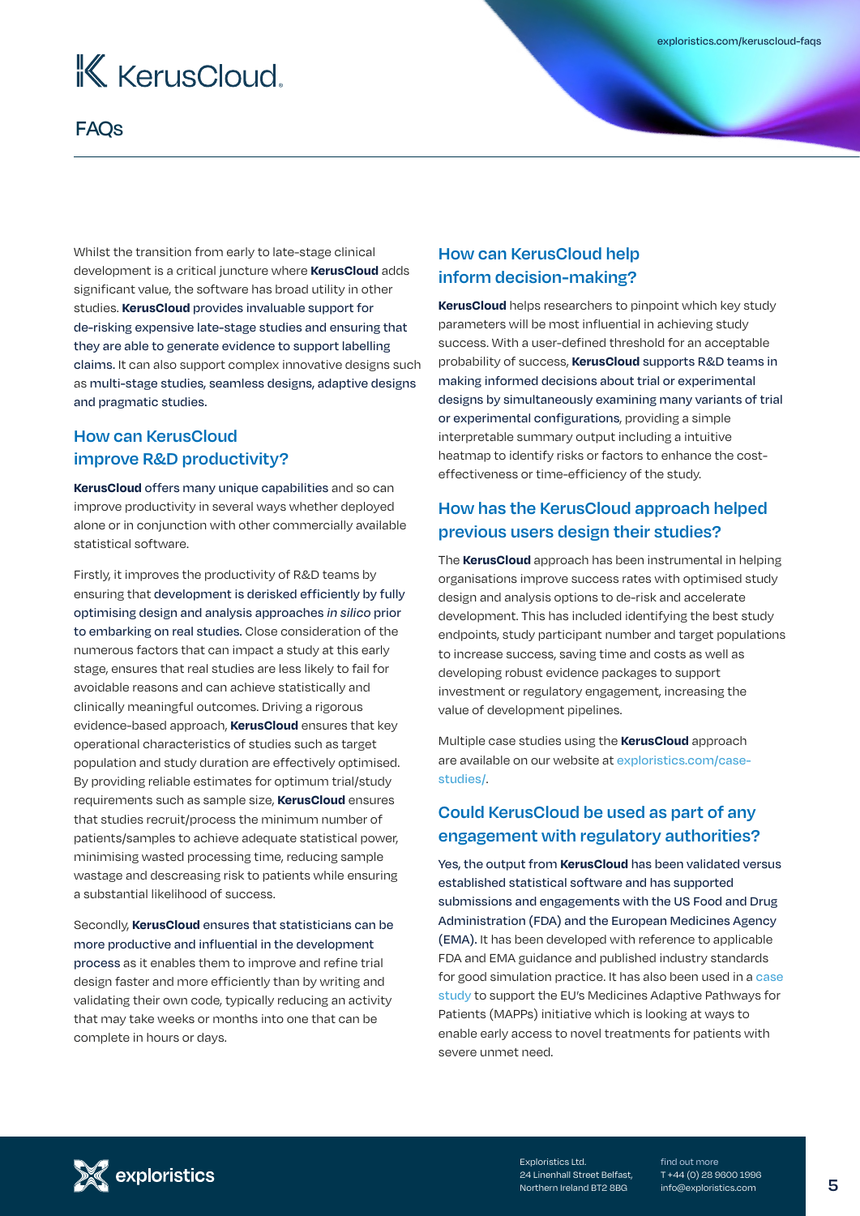# KerusCloud

## FAQs

Whilst the transition from early to late-stage clinical development is a critical juncture where **KerusCloud** adds significant value, the software has broad utility in other studies. **KerusCloud** provides invaluable support for de-risking expensive late-stage studies and ensuring that they are able to generate evidence to support labelling claims. It can also support complex innovative designs such as multi-stage studies, seamless designs, adaptive designs and pragmatic studies.

### How can KerusCloud improve R&D productivity?

**KerusCloud** offers many unique capabilities and so can improve productivity in several ways whether deployed alone or in conjunction with other commercially available statistical software.

Firstly, it improves the productivity of R&D teams by ensuring that development is derisked efficiently by fully optimising design and analysis approaches *in silico* prior to embarking on real studies. Close consideration of the numerous factors that can impact a study at this early stage, ensures that real studies are less likely to fail for avoidable reasons and can achieve statistically and clinically meaningful outcomes. Driving a rigorous evidence-based approach, **KerusCloud** ensures that key operational characteristics of studies such as target population and study duration are effectively optimised. By providing reliable estimates for optimum trial/study requirements such as sample size, **KerusCloud** ensures that studies recruit/process the minimum number of patients/samples to achieve adequate statistical power, minimising wasted processing time, reducing sample wastage and descreasing risk to patients while ensuring a substantial likelihood of success.

Secondly, **KerusCloud** ensures that statisticians can be more productive and influential in the development process as it enables them to improve and refine trial design faster and more efficiently than by writing and validating their own code, typically reducing an activity that may take weeks or months into one that can be complete in hours or days.

### How can KerusCloud help inform decision-making?

**KerusCloud** helps researchers to pinpoint which key study parameters will be most influential in achieving study success. With a user-defined threshold for an acceptable probability of success, **KerusCloud** supports R&D teams in making informed decisions about trial or experimental designs by simultaneously examining many variants of trial or experimental configurations, providing a simple interpretable summary output including a intuitive heatmap to identify risks or factors to enhance the cost-effectiveness or time-efficiency of the study.

### How has the KerusCloud approach helped previous users design their studies?

The **KerusCloud** approach has been instrumental in helping organisations improve success rates with optimised study design and analysis options to de-risk and accelerate development. This has included identifying the best study endpoints, study participant number and target populations to increase success, saving time and costs as well as developing robust evidence packages to support investment or regulatory engagement, increasing the value of development pipelines.

Multiple case studies using the **KerusCloud** approach are available on our website at explorisitics.com/case-studies/.

### Could KerusCloud be used as part of any engagement with regulatory authorities?

Yes, the output from **KerusCloud** has been validated versus established statistical software and has supported submissions and engagements with the US Food and Drug Administration (FDA) and the European Medicines Agency (EMA). It has been developed with reference to applicable FDA and EMA guidance and published industry standards for good simulation practice. It has also been used in a case study to support the EU's Medicines Adaptive Pathways for Patients (MAPPs) initiative which is looking at ways to enable early access to novel treatments for patients with severe unmet need.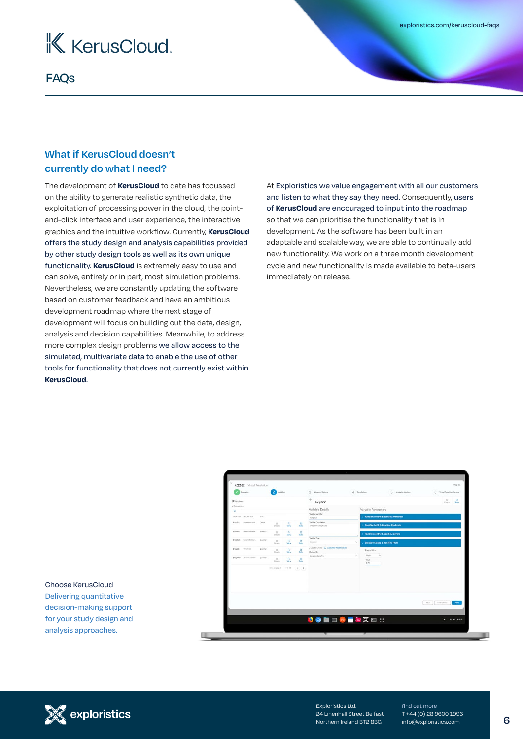# KerusCloud

## FAQs

### What if KerusCloud doesn't currently do what I need?

The development of **KerusCloud** to date has focussed on the ability to generate realistic synthetic data, the exploitation of processing power in the cloud, the point-and-click interface and user experience, the interactive graphics and the intuitive workflow. Currently, **KerusCloud** offers the study design and analysis capabilities provided by other study design tools as well as its own unique functionality. **KerusCloud** is extremely easy to use and can solve, entirely or in part, most simulation problems. Nevertheless, we are constantly updating the software based on customer feedback and have an ambitious development roadmap where the next stage of development will focus on building out the data, design, analysis and decision capabilities. Meanwhile, to address more complex design problems we allow access to the simulated, multivariate data to enable the use of other tools for functionality that does not currently exist within **KerusCloud**.

At Exploristics we value engagement with all our customers and listen to what they say they need. Consequently, users of **KerusCloud** are encouraged to input into the roadmap so that we can prioritise the functionality that is in development. As the software has been built in an adaptable and scalable way, we are able to continually add new functionality. We work on a three month development cycle and new functionality is made available to beta-users immediately on release.

Choose KerusCloud
Delivering quantitative decision-making support for your study design and analysis approaches.

exploristics

Exploristics Ltd.
24 Linenhall Street Belfast,
Northern Ireland BT2 8BG

find out more
T +44 (0) 28 9600 1996
info@exploristics.com